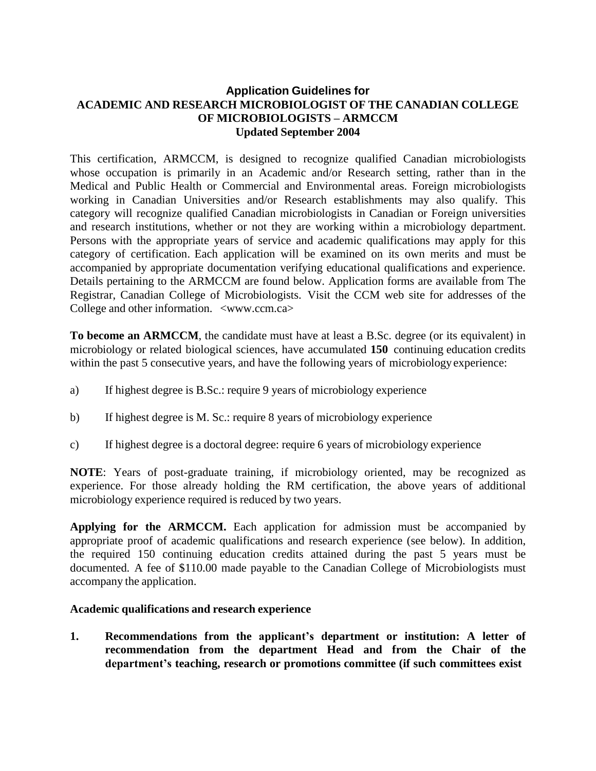# Application Guidelines for
# ACADEMIC AND RESEARCH MICROBIOLOGIST OF THE CANADIAN COLLEGE OF MICROBIOLOGISTS – ARMCCM
**Updated September 2004**

This certification, ARMCCM, is designed to recognize qualified Canadian microbiologists whose occupation is primarily in an Academic and/or Research setting, rather than in the Medical and Public Health or Commercial and Environmental areas. Foreign microbiologists working in Canadian Universities and/or Research establishments may also qualify. This category will recognize qualified Canadian microbiologists in Canadian or Foreign universities and research institutions, whether or not they are working within a microbiology department. Persons with the appropriate years of service and academic qualifications may apply for this category of certification. Each application will be examined on its own merits and must be accompanied by appropriate documentation verifying educational qualifications and experience. Details pertaining to the ARMCCM are found below. Application forms are available from The Registrar, Canadian College of Microbiologists. Visit the CCM web site for addresses of the College and other information. <www.ccm.ca>

**To become an ARMCCM**, the candidate must have at least a B.Sc. degree (or its equivalent) in microbiology or related biological sciences, have accumulated **150** continuing education credits within the past 5 consecutive years, and have the following years of microbiology experience:

a) If highest degree is B.Sc.: require 9 years of microbiology experience

b) If highest degree is M. Sc.: require 8 years of microbiology experience

c) If highest degree is a doctoral degree: require 6 years of microbiology experience

**NOTE**: Years of post-graduate training, if microbiology oriented, may be recognized as experience. For those already holding the RM certification, the above years of additional microbiology experience required is reduced by two years.

**Applying for the ARMCCM.** Each application for admission must be accompanied by appropriate proof of academic qualifications and research experience (see below). In addition, the required 150 continuing education credits attained during the past 5 years must be documented. A fee of $110.00 made payable to the Canadian College of Microbiologists must accompany the application.

**Academic qualifications and research experience**

1. **Recommendations from the applicant's department or institution: A letter of recommendation from the department Head and from the Chair of the department's teaching, research or promotions committee (if such committees exist**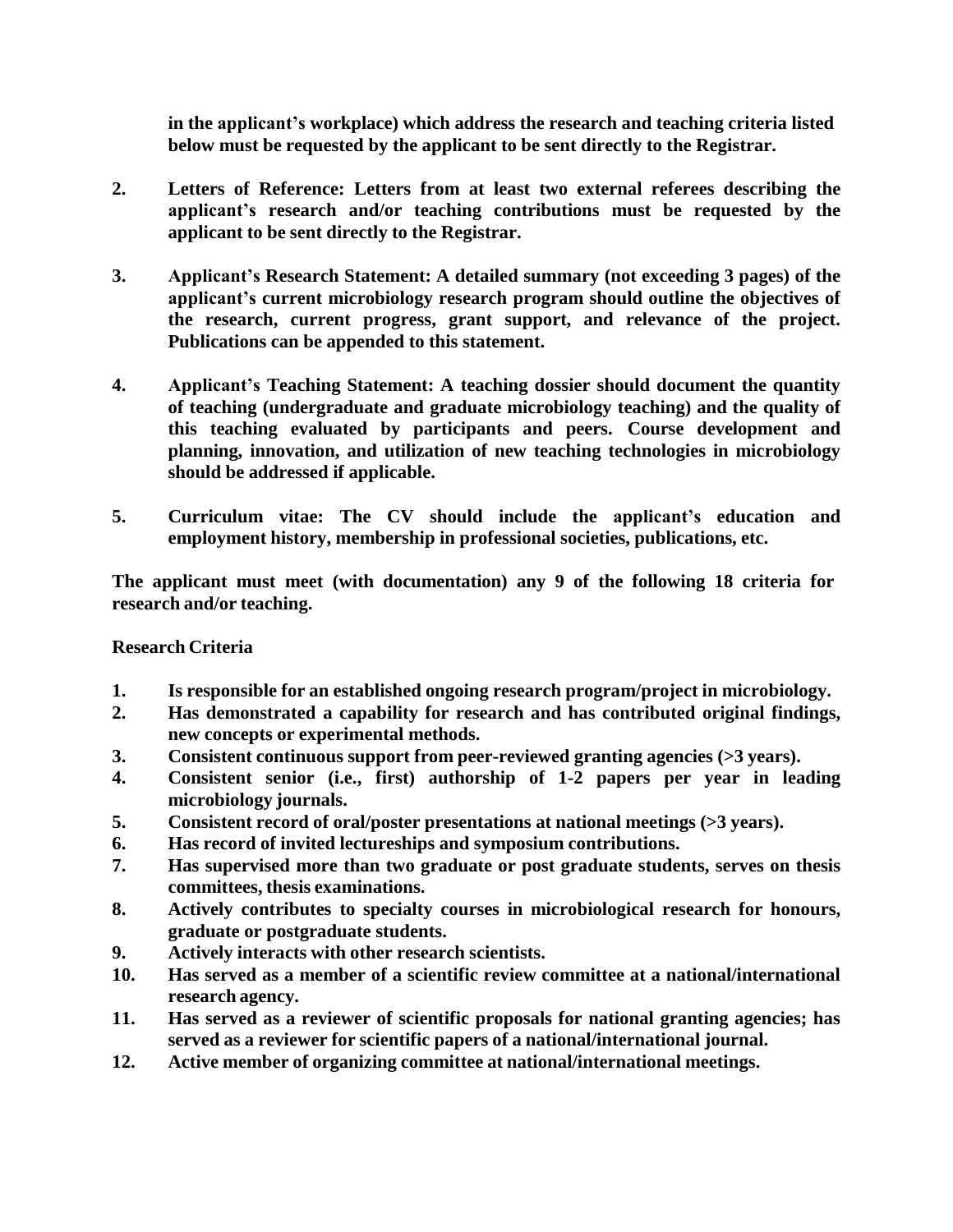**in the applicant's workplace) which address the research and teaching criteria listed below must be requested by the applicant to be sent directly to the Registrar.**

2. **Letters of Reference: Letters from at least two external referees describing the applicant's research and/or teaching contributions must be requested by the applicant to be sent directly to the Registrar.**

3. **Applicant's Research Statement: A detailed summary (not exceeding 3 pages) of the applicant's current microbiology research program should outline the objectives of the research, current progress, grant support, and relevance of the project. Publications can be appended to this statement.**

4. **Applicant's Teaching Statement: A teaching dossier should document the quantity of teaching (undergraduate and graduate microbiology teaching) and the quality of this teaching evaluated by participants and peers. Course development and planning, innovation, and utilization of new teaching technologies in microbiology should be addressed if applicable.**

5. **Curriculum vitae: The CV should include the applicant's education and employment history, membership in professional societies, publications, etc.**

**The applicant must meet (with documentation) any 9 of the following 18 criteria for research and/or teaching.**

**Research Criteria**

1. **Is responsible for an established ongoing research program/project in microbiology.**
2. **Has demonstrated a capability for research and has contributed original findings, new concepts or experimental methods.**
3. **Consistent continuous support from peer-reviewed granting agencies (>3 years).**
4. **Consistent senior (i.e., first) authorship of 1-2 papers per year in leading microbiology journals.**
5. **Consistent record of oral/poster presentations at national meetings (>3 years).**
6. **Has record of invited lectureships and symposium contributions.**
7. **Has supervised more than two graduate or post graduate students, serves on thesis committees, thesis examinations.**
8. **Actively contributes to specialty courses in microbiological research for honours, graduate or postgraduate students.**
9. **Actively interacts with other research scientists.**
10. **Has served as a member of a scientific review committee at a national/international research agency.**
11. **Has served as a reviewer of scientific proposals for national granting agencies; has served as a reviewer for scientific papers of a national/international journal.**
12. **Active member of organizing committee at national/international meetings.**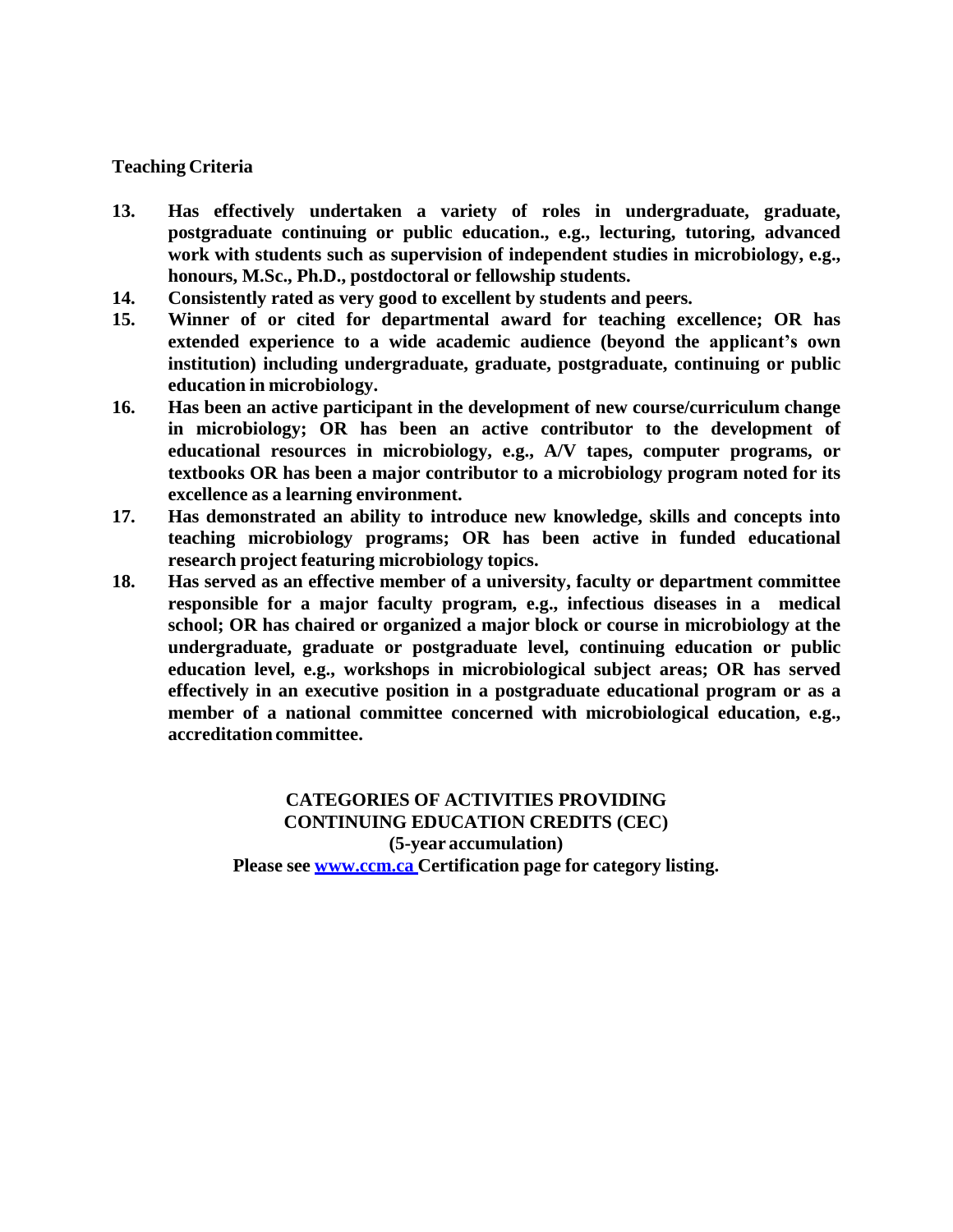**Teaching Criteria**

13. **Has effectively undertaken a variety of roles in undergraduate, graduate, postgraduate continuing or public education., e.g., lecturing, tutoring, advanced work with students such as supervision of independent studies in microbiology, e.g., honours, M.Sc., Ph.D., postdoctoral or fellowship students.**
14. **Consistently rated as very good to excellent by students and peers.**
15. **Winner of or cited for departmental award for teaching excellence; OR has extended experience to a wide academic audience (beyond the applicant's own institution) including undergraduate, graduate, postgraduate, continuing or public education in microbiology.**
16. **Has been an active participant in the development of new course/curriculum change in microbiology; OR has been an active contributor to the development of educational resources in microbiology, e.g., A/V tapes, computer programs, or textbooks OR has been a major contributor to a microbiology program noted for its excellence as a learning environment.**
17. **Has demonstrated an ability to introduce new knowledge, skills and concepts into teaching microbiology programs; OR has been active in funded educational research project featuring microbiology topics.**
18. **Has served as an effective member of a university, faculty or department committee responsible for a major faculty program, e.g., infectious diseases in a medical school; OR has chaired or organized a major block or course in microbiology at the undergraduate, graduate or postgraduate level, continuing education or public education level, e.g., workshops in microbiological subject areas; OR has served effectively in an executive position in a postgraduate educational program or as a member of a national committee concerned with microbiological education, e.g., accreditation committee.**

**CATEGORIES OF ACTIVITIES PROVIDING**
**CONTINUING EDUCATION CREDITS (CEC)**
**(5-year accumulation)**
**Please see [www.ccm.ca](http://www.ccm.ca) Certification page for category listing.**